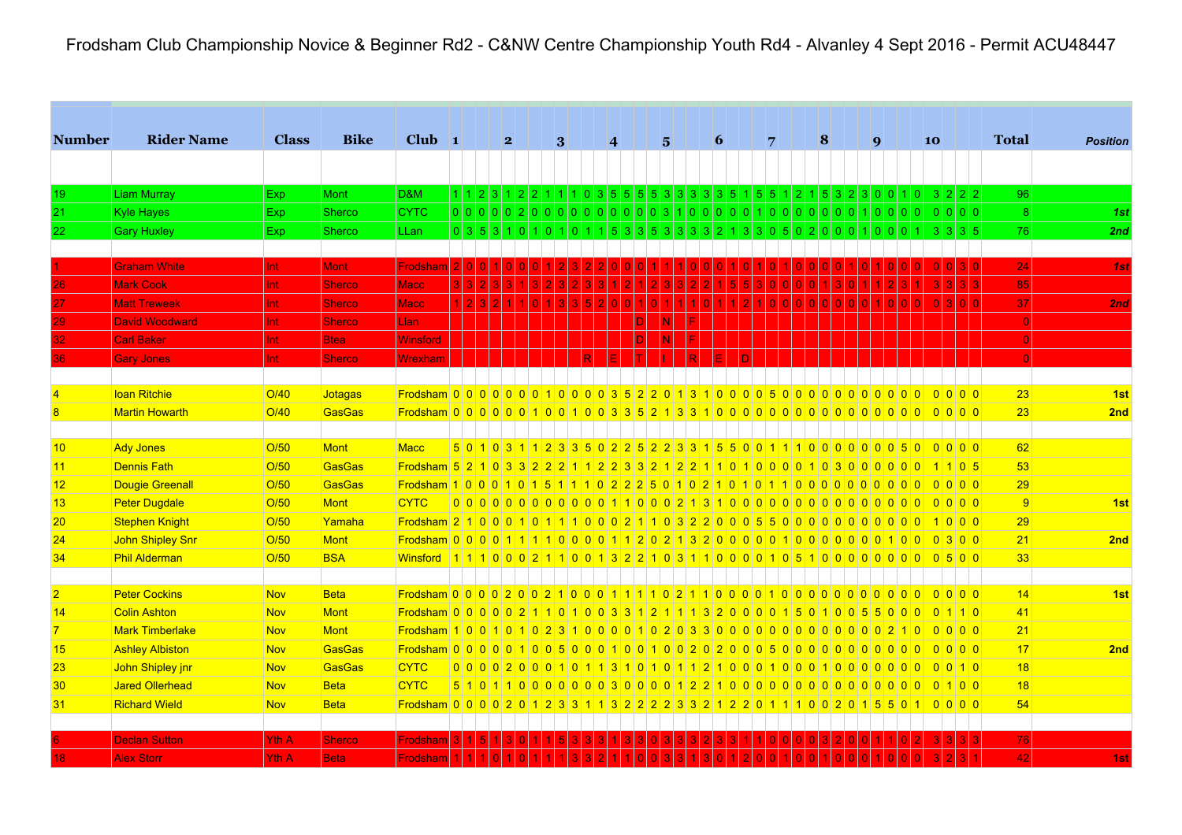# Frodsham Club Championship Novice & Beginner Rd2 - C&NW Centre Championship Youth Rd4 - Alvanley 4 Sept 2016 - Permit ACU48447

| Number | Rider Name | Class | Bike | Club | 1 | | | | 2 | | | | 3 | | | | 4 | | | | 5 | | | | 6 | | | | 7 | | | | 8 | | | | 9 | | | | 10 | | | | Total | Position |
|---|---|---|---|---|---|---|---|---|---|---|---|---|---|---|---|---|---|---|---|---|---|---|---|---|---|---|---|---|---|---|---|---|---|---|---|---|---|---|---|---|---|---|---|---|---|---|
| 19 | Liam Murray | Exp | Mont | D&M | 1 | 1 | 2 | 3 | 1 | 2 | 2 | 1 | 1 | 1 | 0 | 3 | 5 | 5 | 5 | 5 | 3 | 3 | 3 | 3 | 3 | 5 | 1 | 5 | 5 | 1 | 2 | 1 | 5 | 3 | 2 | 3 | 0 | 0 | 1 | 0 | 3 | 2 | 2 | 2 | 96 | |
| 21 | Kyle Hayes | Exp | Sherco | CYTC | 0 | 0 | 0 | 0 | 0 | 2 | 0 | 0 | 0 | 0 | 0 | 0 | 0 | 0 | 0 | 0 | 0 | 3 | 1 | 0 | 0 | 0 | 0 | 0 | 0 | 1 | 0 | 0 | 0 | 0 | 0 | 0 | 1 | 0 | 0 | 0 | 0 | 0 | 0 | 0 | 8 | 1st |
| 22 | Gary Huxley | Exp | Sherco | LLan | 0 | 3 | 5 | 3 | 1 | 0 | 1 | 0 | 1 | 0 | 1 | 1 | 5 | 3 | 3 | 5 | 3 | 3 | 3 | 3 | 2 | 1 | 3 | 3 | 0 | 5 | 0 | 2 | 0 | 0 | 0 | 1 | 0 | 0 | 0 | 1 | 3 | 3 | 3 | 5 | 76 | 2nd |
| 1 | Graham White | Int | Mont | Frodsham | 2 | 0 | 0 | 1 | 0 | 0 | 0 | 1 | 2 | 3 | 2 | 2 | 0 | 0 | 0 | 1 | 1 | 1 | 0 | 0 | 0 | 1 | 0 | 1 | 0 | 1 | 0 | 0 | 0 | 0 | 1 | 0 | 1 | 0 | 0 | 0 | 0 | 0 | 3 | 0 | 24 | 1st |
| 26 | Mark Cook | Int | Sherco | Macc | 3 | 3 | 2 | 3 | 3 | 1 | 3 | 2 | 3 | 2 | 3 | 3 | 1 | 2 | 1 | 2 | 3 | 3 | 2 | 2 | 1 | 5 | 5 | 3 | 0 | 0 | 0 | 0 | 1 | 3 | 0 | 1 | 1 | 2 | 3 | 1 | 3 | 3 | 3 | 3 | 85 | |
| 27 | Matt Treweek | Int | Sherco | Macc | 1 | 2 | 3 | 2 | 1 | 1 | 0 | 1 | 3 | 3 | 5 | 2 | 0 | 0 | 1 | 0 | 1 | 1 | 1 | 0 | 1 | 1 | 2 | 1 | 0 | 0 | 0 | 0 | 0 | 0 | 0 | 0 | 0 | 1 | 0 | 0 | 0 | 3 | 0 | 0 | 37 | 2nd |
| 29 | David Woodward | Int | Sherco | Llan | | | | | | | | | | | | | | | | D | | N | | F | | | | | | | | | | | | | | | | | | | | | 0 | |
| 32 | Carl Baker | Int | Btea | Winsford | | | | | | | | | | | | | | | | D | | N | | F | | | | | | | | | | | | | | | | | | | | | 0 | |
| 36 | Gary Jones | Int | Sherco | Wrexham | | | | | | | | | | | | R | | E | | T | | I | | R | | E | | D | | | | | | | | | | | | | | | | | 0 | |
| 4 | Ioan Ritchie | O/40 | Jotagas | Frodsham | 0 | 0 | 0 | 0 | 0 | 0 | 0 | 1 | 0 | 0 | 0 | 0 | 3 | 5 | 2 | 2 | 0 | 1 | 3 | 1 | 0 | 0 | 0 | 0 | 5 | 0 | 0 | 0 | 0 | 0 | 0 | 0 | 0 | 0 | 0 | 0 | 0 | 0 | 0 | 0 | 23 | 1st |
| 8 | Martin Howarth | O/40 | GasGas | Frodsham | 0 | 0 | 0 | 0 | 0 | 0 | 1 | 0 | 0 | 1 | 0 | 0 | 3 | 3 | 5 | 2 | 1 | 3 | 3 | 1 | 0 | 0 | 0 | 0 | 0 | 0 | 0 | 0 | 0 | 0 | 0 | 0 | 0 | 0 | 0 | 0 | 0 | 0 | 0 | 0 | 23 | 2nd |
| 10 | Ady Jones | O/50 | Mont | Macc | 5 | 0 | 1 | 0 | 3 | 1 | 1 | 2 | 3 | 3 | 5 | 0 | 2 | 2 | 5 | 2 | 2 | 3 | 3 | 1 | 5 | 5 | 0 | 0 | 1 | 1 | 1 | 0 | 0 | 0 | 0 | 0 | 0 | 0 | 5 | 0 | 0 | 0 | 0 | 0 | 62 | |
| 11 | Dennis Fath | O/50 | GasGas | Frodsham | 5 | 2 | 1 | 0 | 3 | 3 | 2 | 2 | 2 | 1 | 1 | 2 | 2 | 3 | 3 | 2 | 1 | 2 | 2 | 1 | 1 | 0 | 1 | 0 | 0 | 0 | 0 | 1 | 0 | 3 | 0 | 0 | 0 | 0 | 0 | 0 | 1 | 1 | 0 | 5 | 53 | |
| 12 | Dougie Greenall | O/50 | GasGas | Frodsham | 1 | 0 | 0 | 0 | 1 | 0 | 1 | 5 | 1 | 1 | 1 | 0 | 2 | 2 | 2 | 5 | 0 | 1 | 0 | 2 | 1 | 0 | 1 | 0 | 1 | 1 | 0 | 0 | 0 | 0 | 0 | 0 | 0 | 0 | 0 | 0 | 0 | 0 | 0 | 0 | 29 | |
| 13 | Peter Dugdale | O/50 | Mont | CYTC | 0 | 0 | 0 | 0 | 0 | 0 | 0 | 0 | 0 | 0 | 0 | 0 | 1 | 1 | 0 | 0 | 0 | 2 | 1 | 3 | 1 | 0 | 0 | 0 | 0 | 0 | 0 | 0 | 0 | 0 | 0 | 0 | 0 | 0 | 0 | 0 | 0 | 0 | 0 | 0 | 9 | 1st |
| 20 | Stephen Knight | O/50 | Yamaha | Frodsham | 2 | 1 | 0 | 0 | 0 | 1 | 0 | 1 | 1 | 1 | 0 | 0 | 0 | 2 | 1 | 1 | 0 | 3 | 2 | 2 | 0 | 0 | 0 | 5 | 5 | 0 | 0 | 0 | 0 | 0 | 0 | 0 | 0 | 0 | 0 | 0 | 1 | 0 | 0 | 0 | 29 | |
| 24 | John Shipley Snr | O/50 | Mont | Frodsham | 0 | 0 | 0 | 0 | 1 | 1 | 1 | 1 | 0 | 0 | 0 | 0 | 1 | 1 | 2 | 0 | 2 | 1 | 3 | 2 | 0 | 0 | 0 | 0 | 0 | 1 | 0 | 0 | 0 | 0 | 0 | 0 | 0 | 1 | 0 | 0 | 0 | 3 | 0 | 0 | 21 | 2nd |
| 34 | Phil Alderman | O/50 | BSA | Winsford | 1 | 1 | 1 | 0 | 0 | 0 | 2 | 1 | 1 | 0 | 0 | 1 | 3 | 2 | 2 | 1 | 0 | 3 | 1 | 1 | 0 | 0 | 0 | 0 | 1 | 0 | 5 | 1 | 0 | 0 | 0 | 0 | 0 | 0 | 0 | 0 | 0 | 5 | 0 | 0 | 33 | |
| 2 | Peter Cockins | Nov | Beta | Frodsham | 0 | 0 | 0 | 0 | 2 | 0 | 0 | 2 | 1 | 0 | 0 | 0 | 1 | 1 | 1 | 1 | 0 | 2 | 1 | 1 | 0 | 0 | 0 | 0 | 1 | 0 | 0 | 0 | 0 | 0 | 0 | 0 | 0 | 0 | 0 | 0 | 0 | 0 | 0 | 0 | 14 | 1st |
| 14 | Colin Ashton | Nov | Mont | Frodsham | 0 | 0 | 0 | 0 | 0 | 2 | 1 | 1 | 0 | 1 | 0 | 0 | 3 | 3 | 1 | 2 | 1 | 1 | 1 | 3 | 2 | 0 | 0 | 0 | 0 | 1 | 5 | 0 | 1 | 0 | 0 | 5 | 5 | 0 | 0 | 0 | 0 | 1 | 1 | 0 | 41 | |
| 7 | Mark Timberlake | Nov | Mont | Frodsham | 1 | 0 | 0 | 1 | 0 | 1 | 0 | 2 | 3 | 1 | 0 | 0 | 0 | 0 | 1 | 0 | 2 | 0 | 3 | 3 | 0 | 0 | 0 | 0 | 0 | 0 | 0 | 0 | 0 | 0 | 0 | 0 | 0 | 2 | 1 | 0 | 0 | 0 | 0 | 0 | 21 | |
| 15 | Ashley Albiston | Nov | GasGas | Frodsham | 0 | 0 | 0 | 0 | 0 | 1 | 0 | 0 | 5 | 0 | 0 | 0 | 1 | 0 | 0 | 1 | 0 | 0 | 2 | 0 | 2 | 0 | 0 | 0 | 5 | 0 | 0 | 0 | 0 | 0 | 0 | 0 | 0 | 0 | 0 | 0 | 0 | 0 | 0 | 0 | 17 | 2nd |
| 23 | John Shipley jnr | Nov | GasGas | CYTC | 0 | 0 | 0 | 0 | 2 | 0 | 0 | 0 | 1 | 0 | 1 | 1 | 3 | 1 | 0 | 1 | 0 | 1 | 1 | 2 | 1 | 0 | 0 | 0 | 1 | 0 | 0 | 0 | 1 | 0 | 0 | 0 | 0 | 0 | 0 | 0 | 0 | 0 | 1 | 0 | 18 | |
| 30 | Jared Ollerhead | Nov | Beta | CYTC | 5 | 1 | 0 | 1 | 1 | 0 | 0 | 0 | 0 | 0 | 0 | 0 | 3 | 0 | 0 | 0 | 0 | 1 | 2 | 2 | 1 | 0 | 0 | 0 | 0 | 0 | 0 | 0 | 0 | 0 | 0 | 0 | 0 | 0 | 0 | 0 | 0 | 1 | 0 | 0 | 18 | |
| 31 | Richard Wield | Nov | Beta | Frodsham | 0 | 0 | 0 | 0 | 2 | 0 | 1 | 2 | 3 | 3 | 1 | 1 | 3 | 2 | 2 | 2 | 2 | 3 | 3 | 2 | 1 | 2 | 2 | 0 | 1 | 1 | 1 | 0 | 0 | 2 | 0 | 1 | 5 | 5 | 0 | 1 | 0 | 0 | 0 | 0 | 54 | |
| 6 | Declan Sutton | Yth A | Sherco | Frodsham | 3 | 1 | 5 | 1 | 3 | 0 | 1 | 1 | 5 | 3 | 3 | 3 | 1 | 3 | 3 | 0 | 3 | 3 | 3 | 2 | 3 | 3 | 1 | 1 | 0 | 0 | 0 | 0 | 3 | 2 | 0 | 0 | 1 | 1 | 0 | 2 | 3 | 3 | 3 | 3 | 76 | |
| 18 | Alex Storr | Yth A | Beta | Frodsham | 1 | 1 | 1 | 0 | 1 | 0 | 1 | 1 | 1 | 3 | 3 | 2 | 1 | 1 | 0 | 0 | 3 | 3 | 1 | 3 | 0 | 1 | 2 | 0 | 0 | 1 | 0 | 0 | 1 | 0 | 0 | 0 | 1 | 0 | 0 | 0 | 3 | 2 | 3 | 1 | 42 | 1st |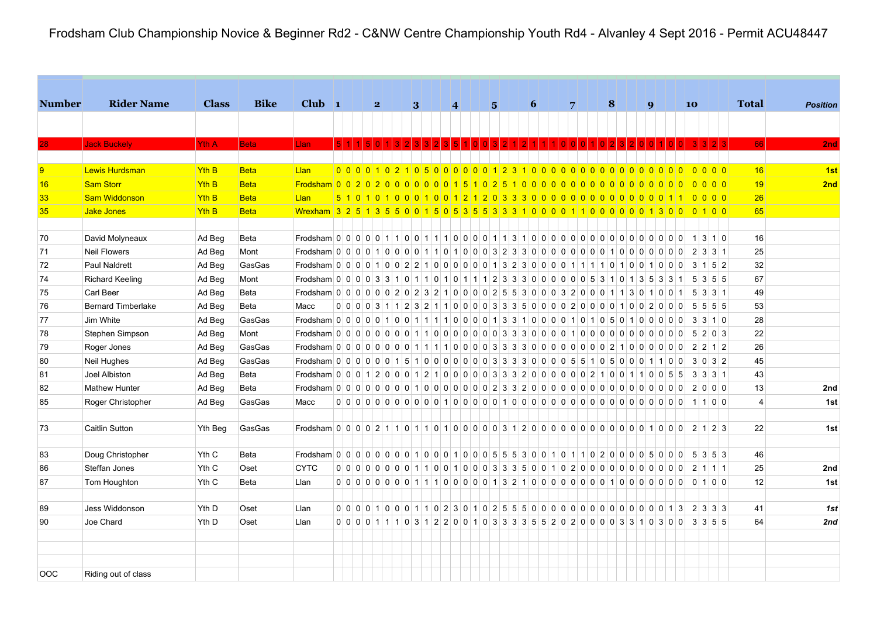# Frodsham Club Championship Novice & Beginner Rd2 - C&NW Centre Championship Youth Rd4 - Alvanley 4 Sept 2016 - Permit ACU48447

| Number | Rider Name | Class | Bike | Club | 1 | 2 | 3 | 4 | 5 | 6 | 7 | 8 | 9 | 10 | Total | Position |
|---|---|---|---|---|---|---|---|---|---|---|---|---|---|---|---|---|
| 28 | Jack Buckely | Yth A | Beta | Llan | 5 1 1 5 | 0 1 3 2 | 3 3 2 3 | 5 1 0 0 | 3 2 1 2 | 1 1 1 0 | 0 0 1 0 | 2 3 2 0 | 0 1 0 0 | 3 3 2 3 | 66 | 2nd |
| 9 | Lewis Hurdsman | Yth B | Beta | Llan | 0 0 0 0 | 1 0 2 1 | 0 5 0 0 | 0 0 0 0 | 1 2 3 1 | 0 0 0 0 | 0 0 0 0 | 0 0 0 0 | 0 0 0 0 | 0 0 0 0 | 16 | 1st |
| 16 | Sam Storr | Yth B | Beta | Frodsham | 0 0 2 0 | 2 0 0 0 | 0 0 0 0 | 1 5 1 0 | 2 5 1 0 | 0 0 0 0 | 0 0 0 0 | 0 0 0 0 | 0 0 0 0 | 0 0 0 0 | 19 | 2nd |
| 33 | Sam Widdonson | Yth B | Beta | Llan | 5 1 0 1 | 0 1 0 0 | 0 1 0 0 | 1 2 1 2 | 0 3 3 3 | 0 0 0 0 | 0 0 0 0 | 0 0 0 0 | 0 0 1 1 | 0 0 0 0 | 26 | |
| 35 | Jake Jones | Yth B | Beta | Wrexham | 3 2 5 1 | 3 5 5 0 | 0 1 5 0 | 5 3 5 5 | 3 3 3 1 | 0 0 0 0 | 1 1 0 0 | 0 0 0 0 | 1 3 0 0 | 0 1 0 0 | 65 | |
| 70 | David Molyneaux | Ad Beg | Beta | Frodsham | 0 0 0 0 | 0 1 1 0 | 0 1 1 1 | 0 0 0 0 | 1 1 3 1 | 0 0 0 0 | 0 0 0 0 | 0 0 0 0 | 0 0 0 0 | 1 3 1 0 | 16 | |
| 71 | Neil Flowers | Ad Beg | Mont | Frodsham | 0 0 0 0 | 1 0 0 0 | 0 1 1 0 | 1 0 0 0 | 3 2 3 3 | 0 0 0 0 | 0 0 0 0 | 1 0 0 0 | 0 0 0 0 | 2 3 3 1 | 25 | |
| 72 | Paul Naldrett | Ad Beg | GasGas | Frodsham | 0 0 0 0 | 1 0 0 2 | 2 1 0 0 | 0 0 0 0 | 1 3 2 3 | 0 0 0 0 | 0 1 1 1 | 1 0 1 0 | 0 1 0 0 | 3 1 5 2 | 32 | |
| 74 | Richard Keeling | Ad Beg | Mont | Frodsham | 0 0 0 0 | 3 3 1 0 | 1 1 0 1 | 0 1 1 1 | 2 3 3 3 | 0 0 0 0 | 0 0 5 3 | 1 0 1 3 | 5 3 3 1 | 5 3 5 5 | 67 | |
| 75 | Carl Beer | Ad Beg | Beta | Frodsham | 0 0 0 0 | 0 0 2 0 | 2 3 2 1 | 0 0 0 0 | 2 5 5 3 | 0 0 0 3 | 2 0 0 0 | 1 1 3 0 | 1 0 0 1 | 5 3 3 1 | 49 | |
| 76 | Bernard Timberlake | Ad Beg | Beta | Macc | 0 0 0 0 | 3 1 1 2 | 3 2 1 1 | 0 0 0 0 | 3 3 3 5 | 0 0 0 0 | 2 0 0 0 | 0 1 0 0 | 2 0 0 0 | 5 5 5 5 | 53 | |
| 77 | Jim White | Ad Beg | GasGas | Frodsham | 0 0 0 0 | 0 1 0 0 | 1 1 1 1 | 0 0 0 0 | 1 3 3 1 | 0 0 0 0 | 1 0 1 0 | 5 0 1 0 | 0 0 0 0 | 3 3 1 0 | 28 | |
| 78 | Stephen Simpson | Ad Beg | Mont | Frodsham | 0 0 0 0 | 0 0 0 0 | 1 1 0 0 | 0 0 0 0 | 0 3 3 3 | 0 0 0 0 | 1 0 0 0 | 0 0 0 0 | 0 0 0 0 | 5 2 0 3 | 22 | |
| 79 | Roger Jones | Ad Beg | GasGas | Frodsham | 0 0 0 0 | 0 0 0 0 | 1 1 1 1 | 0 0 0 0 | 3 3 3 3 | 0 0 0 0 | 0 0 0 0 | 0 2 1 0 | 0 0 0 0 | 2 2 1 2 | 26 | |
| 80 | Neil Hughes | Ad Beg | GasGas | Frodsham | 0 0 0 0 | 0 0 1 5 | 1 0 0 0 | 0 0 0 0 | 3 3 3 3 | 0 0 0 0 | 0 5 5 1 | 0 5 0 0 | 0 1 1 0 | 3 0 3 2 | 45 | |
| 81 | Joel Albiston | Ad Beg | Beta | Frodsham | 0 0 0 1 | 2 0 0 0 | 1 2 1 0 | 0 0 0 0 | 3 3 3 2 | 0 0 0 0 | 0 0 2 1 | 0 0 1 1 | 0 0 5 5 | 3 3 3 1 | 43 | |
| 82 | Mathew Hunter | Ad Beg | Beta | Frodsham | 0 0 0 0 | 0 0 0 0 | 1 0 0 0 | 0 0 0 0 | 2 3 3 2 | 0 0 0 0 | 0 0 0 0 | 0 0 0 0 | 0 0 0 0 | 2 0 0 0 | 13 | 2nd |
| 85 | Roger Christopher | Ad Beg | GasGas | Macc | 0 0 0 0 | 0 0 0 0 | 0 0 0 1 | 0 0 0 0 | 0 1 0 0 | 0 0 0 0 | 0 0 0 0 | 0 0 0 0 | 0 0 0 0 | 1 1 0 0 | 4 | 1st |
| 73 | Caitlin Sutton | Yth Beg | GasGas | Frodsham | 0 0 0 0 | 2 1 1 0 | 1 1 0 1 | 0 0 0 0 | 0 3 1 2 | 0 0 0 0 | 0 0 0 0 | 0 0 0 0 | 1 0 0 0 | 2 1 2 3 | 22 | 1st |
| 83 | Doug Christopher | Yth C | Beta | Frodsham | 0 0 0 0 | 0 0 0 0 | 1 0 0 0 | 1 0 0 0 | 5 5 5 3 | 0 0 1 0 | 1 1 0 2 | 0 0 0 0 | 5 0 0 0 | 5 3 5 3 | 46 | |
| 86 | Steffan Jones | Yth C | Oset | CYTC | 0 0 0 0 | 0 0 0 0 | 1 1 0 0 | 1 0 0 0 | 3 3 3 5 | 0 0 1 0 | 2 0 0 0 | 0 0 0 0 | 0 0 0 0 | 2 1 1 1 | 25 | 2nd |
| 87 | Tom Houghton | Yth C | Beta | Llan | 0 0 0 0 | 0 0 0 0 | 1 1 1 0 | 0 0 0 0 | 1 3 2 1 | 0 0 0 0 | 0 0 0 0 | 0 1 0 0 | 0 0 0 0 | 0 1 0 0 | 12 | 1st |
| 89 | Jess Widdonson | Yth D | Oset | Llan | 0 0 0 0 | 1 0 0 0 | 1 1 0 2 | 3 0 1 0 | 2 5 5 5 | 0 0 0 0 | 0 0 0 0 | 0 0 0 0 | 0 0 1 3 | 2 3 3 3 | 41 | *1st* |
| 90 | Joe Chard | Yth D | Oset | Llan | 0 0 0 0 | 1 1 1 0 | 3 1 2 2 | 0 0 1 0 | 3 3 3 3 | 5 5 2 0 | 2 0 0 0 | 0 3 3 1 | 0 3 0 0 | 3 3 5 5 | 64 | *2nd* |
| OOC | Riding out of class | | | | | | | | | | | | | | | |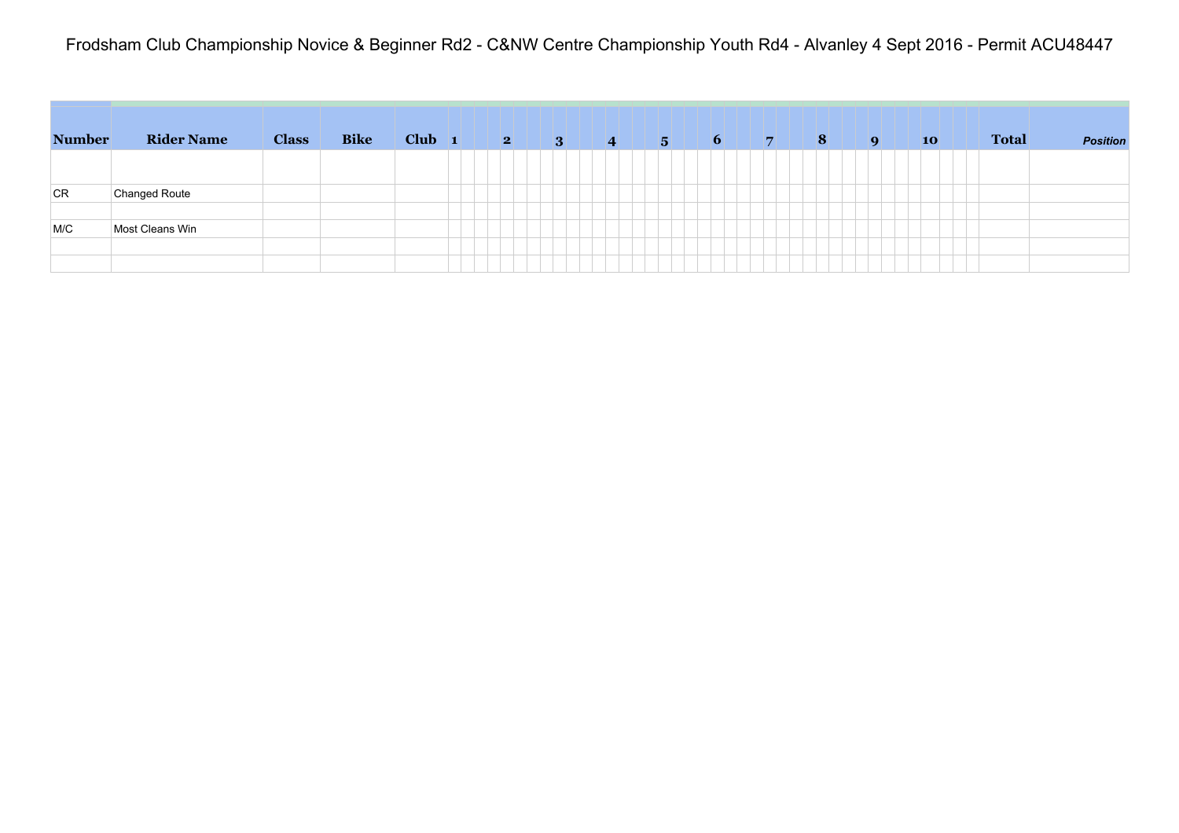# Frodsham Club Championship Novice & Beginner Rd2 - C&NW Centre Championship Youth Rd4 - Alvanley 4 Sept 2016 - Permit ACU48447

| Number | Rider Name | Class | Bike | Club | 1 | 2 | 3 | 4 | 5 | 6 | 7 | 8 | 9 | 10 | Total | *Position* |
|---|---|---|---|---|---|---|---|---|---|---|---|---|---|---|---|---|
| | | | | | | | | | | | | | | | | |
| CR | Changed Route | | | | | | | | | | | | | | | |
| | | | | | | | | | | | | | | | | |
| M/C | Most Cleans Win | | | | | | | | | | | | | | | |
| | | | | | | | | | | | | | | | | |
| | | | | | | | | | | | | | | | | |